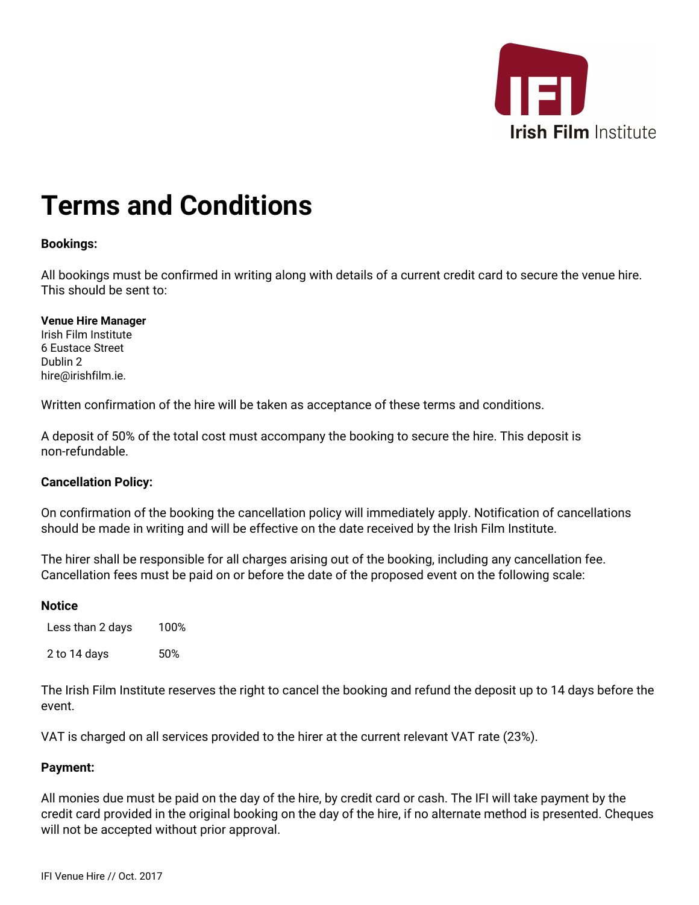Irish Film Institute

# Terms and Conditions

**Bookings:**

All bookings must be confirmed in writing along with details of a current credit card to secure the venue hire. This should be sent to:

**Venue Hire Manager**
Irish Film Institute
6 Eustace Street
Dublin 2
hire@irishfilm.ie.

Written confirmation of the hire will be taken as acceptance of these terms and conditions.

A deposit of 50% of the total cost must accompany the booking to secure the hire. This deposit is non-refundable.

**Cancellation Policy:**

On confirmation of the booking the cancellation policy will immediately apply. Notification of cancellations should be made in writing and will be effective on the date received by the Irish Film Institute.

The hirer shall be responsible for all charges arising out of the booking, including any cancellation fee. Cancellation fees must be paid on or before the date of the proposed event on the following scale:

**Notice**

| | |
|---|---|
| Less than 2 days | 100% |
| 2 to 14 days | 50% |

The Irish Film Institute reserves the right to cancel the booking and refund the deposit up to 14 days before the event.

VAT is charged on all services provided to the hirer at the current relevant VAT rate (23%).

**Payment:**

All monies due must be paid on the day of the hire, by credit card or cash. The IFI will take payment by the credit card provided in the original booking on the day of the hire, if no alternate method is presented. Cheques will not be accepted without prior approval.

IFI Venue Hire // Oct. 2017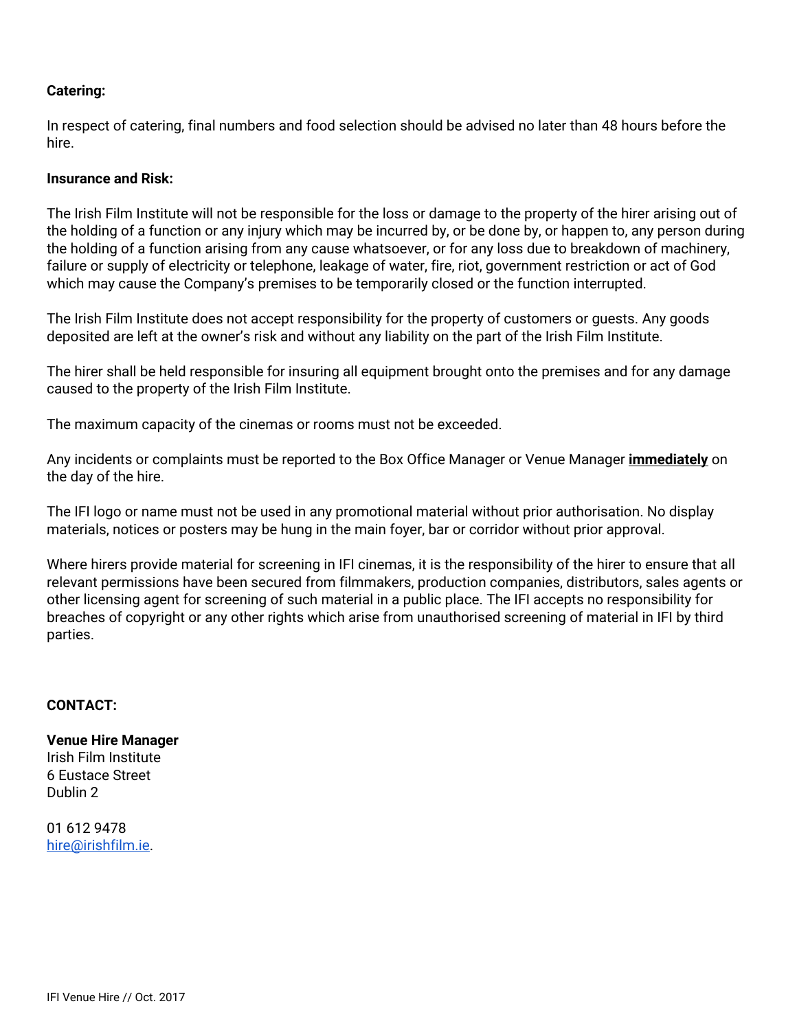**Catering:**

In respect of catering, final numbers and food selection should be advised no later than 48 hours before the hire.

**Insurance and Risk:**

The Irish Film Institute will not be responsible for the loss or damage to the property of the hirer arising out of the holding of a function or any injury which may be incurred by, or be done by, or happen to, any person during the holding of a function arising from any cause whatsoever, or for any loss due to breakdown of machinery, failure or supply of electricity or telephone, leakage of water, fire, riot, government restriction or act of God which may cause the Company's premises to be temporarily closed or the function interrupted.

The Irish Film Institute does not accept responsibility for the property of customers or guests. Any goods deposited are left at the owner's risk and without any liability on the part of the Irish Film Institute.

The hirer shall be held responsible for insuring all equipment brought onto the premises and for any damage caused to the property of the Irish Film Institute.

The maximum capacity of the cinemas or rooms must not be exceeded.

Any incidents or complaints must be reported to the Box Office Manager or Venue Manager **immediately** on the day of the hire.

The IFI logo or name must not be used in any promotional material without prior authorisation. No display materials, notices or posters may be hung in the main foyer, bar or corridor without prior approval.

Where hirers provide material for screening in IFI cinemas, it is the responsibility of the hirer to ensure that all relevant permissions have been secured from filmmakers, production companies, distributors, sales agents or other licensing agent for screening of such material in a public place. The IFI accepts no responsibility for breaches of copyright or any other rights which arise from unauthorised screening of material in IFI by third parties.

**CONTACT:**

**Venue Hire Manager**
Irish Film Institute
6 Eustace Street
Dublin 2

01 612 9478
hire@irishfilm.ie.